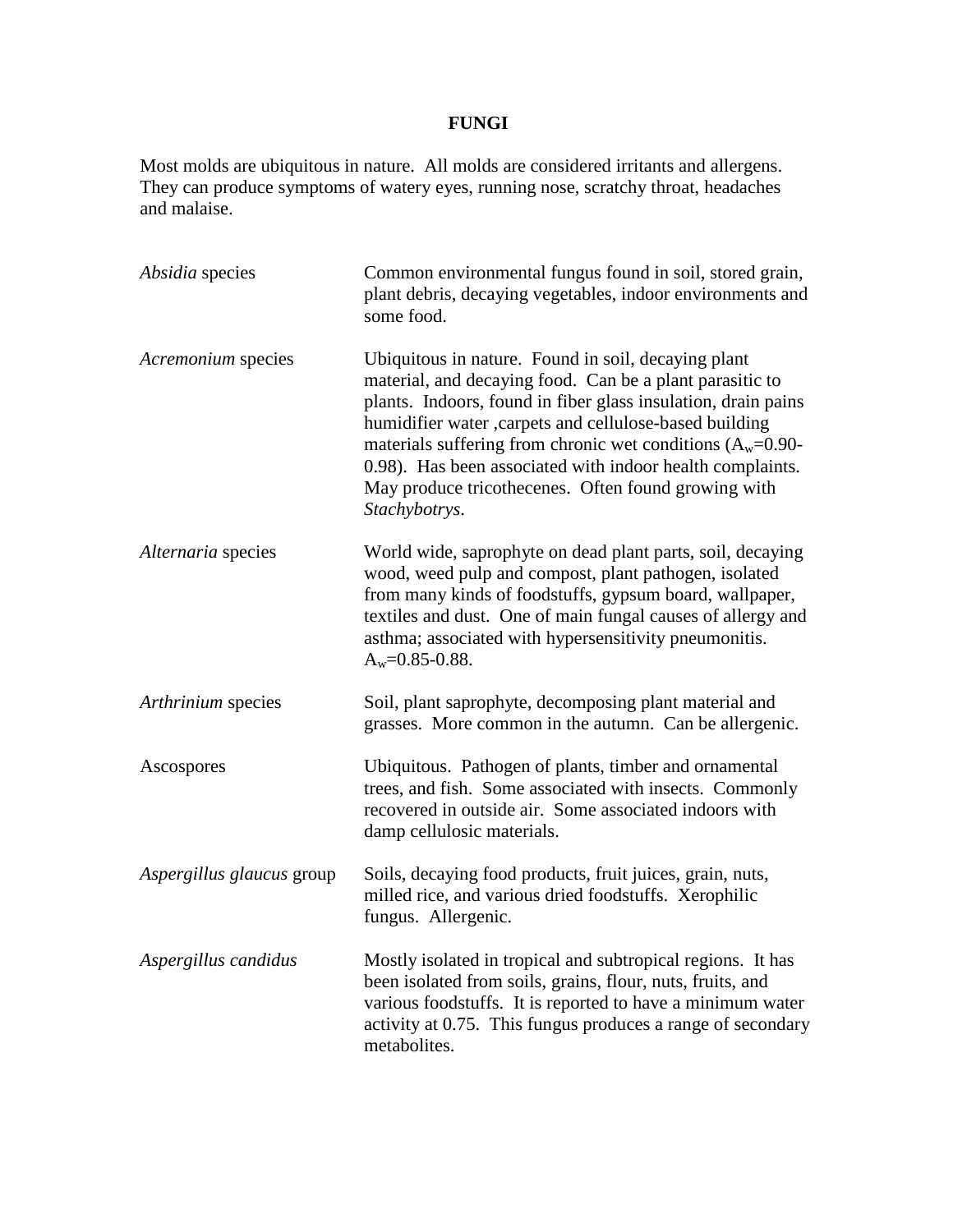# FUNGI

Most molds are ubiquitous in nature. All molds are considered irritants and allergens. They can produce symptoms of watery eyes, running nose, scratchy throat, headaches and malaise.

| | |
|---|---|
| *Absidia* species | Common environmental fungus found in soil, stored grain, plant debris, decaying vegetables, indoor environments and some food. |
| *Acremonium* species | Ubiquitous in nature. Found in soil, decaying plant material, and decaying food. Can be a plant parasitic to plants. Indoors, found in fiber glass insulation, drain pains humidifier water ,carpets and cellulose-based building materials suffering from chronic wet conditions ($A_w$=0.90-0.98). Has been associated with indoor health complaints. May produce tricothecenes. Often found growing with *Stachybotrys*. |
| *Alternaria* species | World wide, saprophyte on dead plant parts, soil, decaying wood, weed pulp and compost, plant pathogen, isolated from many kinds of foodstuffs, gypsum board, wallpaper, textiles and dust. One of main fungal causes of allergy and asthma; associated with hypersensitivity pneumonitis. $A_w$=0.85-0.88. |
| *Arthrinium* species | Soil, plant saprophyte, decomposing plant material and grasses. More common in the autumn. Can be allergenic. |
| Ascospores | Ubiquitous. Pathogen of plants, timber and ornamental trees, and fish. Some associated with insects. Commonly recovered in outside air. Some associated indoors with damp cellulosic materials. |
| *Aspergillus glaucus* group | Soils, decaying food products, fruit juices, grain, nuts, milled rice, and various dried foodstuffs. Xerophilic fungus. Allergenic. |
| *Aspergillus candidus* | Mostly isolated in tropical and subtropical regions. It has been isolated from soils, grains, flour, nuts, fruits, and various foodstuffs. It is reported to have a minimum water activity at 0.75. This fungus produces a range of secondary metabolites. |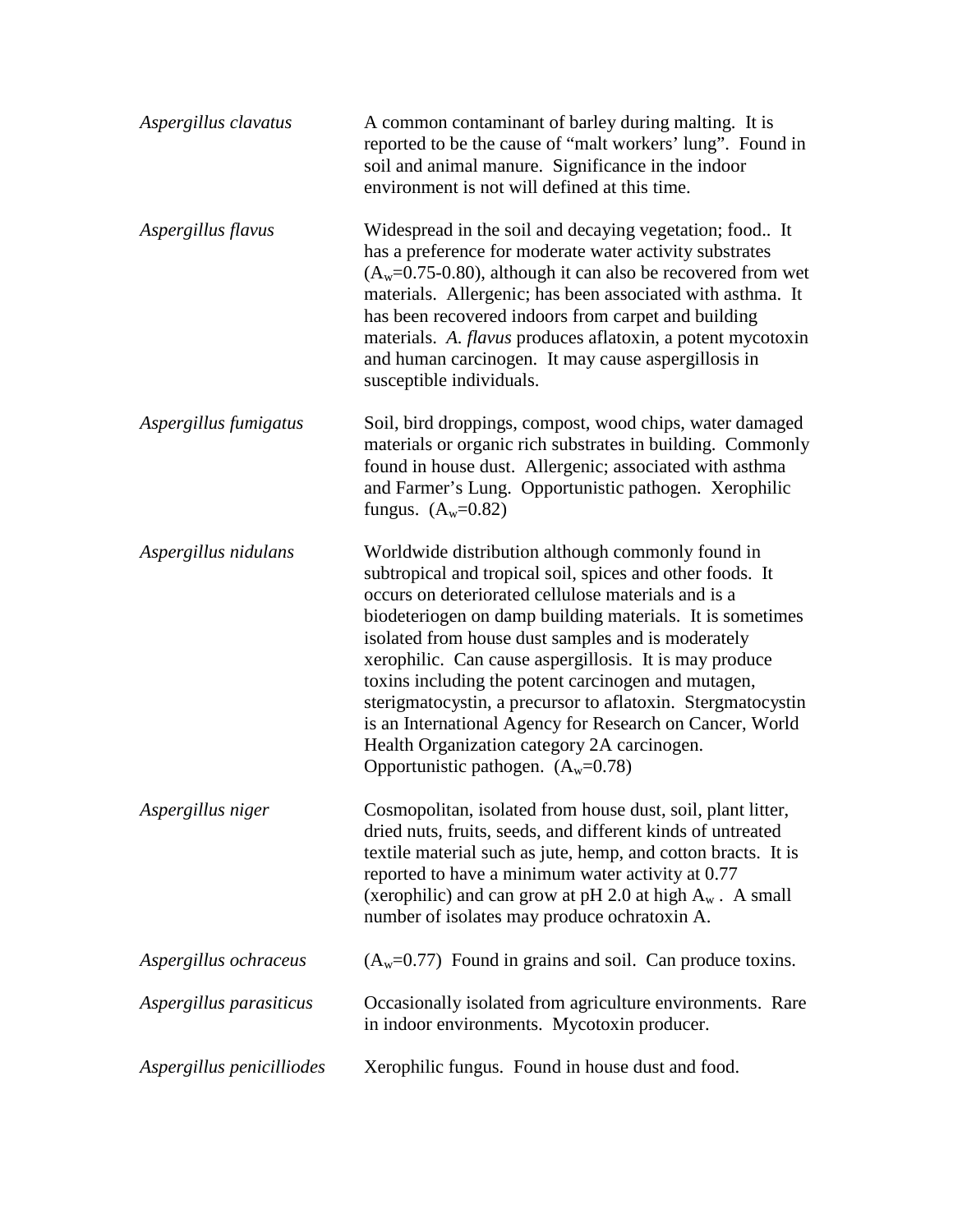| | |
|---|---|
| *Aspergillus clavatus* | A common contaminant of barley during malting. It is reported to be the cause of "malt workers' lung". Found in soil and animal manure. Significance in the indoor environment is not will defined at this time. |
| *Aspergillus flavus* | Widespread in the soil and decaying vegetation; food.. It has a preference for moderate water activity substrates ($A_w$=0.75-0.80), although it can also be recovered from wet materials. Allergenic; has been associated with asthma. It has been recovered indoors from carpet and building materials. *A. flavus* produces aflatoxin, a potent mycotoxin and human carcinogen. It may cause aspergillosis in susceptible individuals. |
| *Aspergillus fumigatus* | Soil, bird droppings, compost, wood chips, water damaged materials or organic rich substrates in building. Commonly found in house dust. Allergenic; associated with asthma and Farmer's Lung. Opportunistic pathogen. Xerophilic fungus. ($A_w$=0.82) |
| *Aspergillus nidulans* | Worldwide distribution although commonly found in subtropical and tropical soil, spices and other foods. It occurs on deteriorated cellulose materials and is a biodeteriogen on damp building materials. It is sometimes isolated from house dust samples and is moderately xerophilic. Can cause aspergillosis. It is may produce toxins including the potent carcinogen and mutagen, sterigmatocystin, a precursor to aflatoxin. Stergmatocystin is an International Agency for Research on Cancer, World Health Organization category 2A carcinogen. Opportunistic pathogen. ($A_w$=0.78) |
| *Aspergillus niger* | Cosmopolitan, isolated from house dust, soil, plant litter, dried nuts, fruits, seeds, and different kinds of untreated textile material such as jute, hemp, and cotton bracts. It is reported to have a minimum water activity at 0.77 (xerophilic) and can grow at pH 2.0 at high $A_w$ . A small number of isolates may produce ochratoxin A. |
| *Aspergillus ochraceus* | ($A_w$=0.77) Found in grains and soil. Can produce toxins. |
| *Aspergillus parasiticus* | Occasionally isolated from agriculture environments. Rare in indoor environments. Mycotoxin producer. |
| *Aspergillus penicilliodes* | Xerophilic fungus. Found in house dust and food. |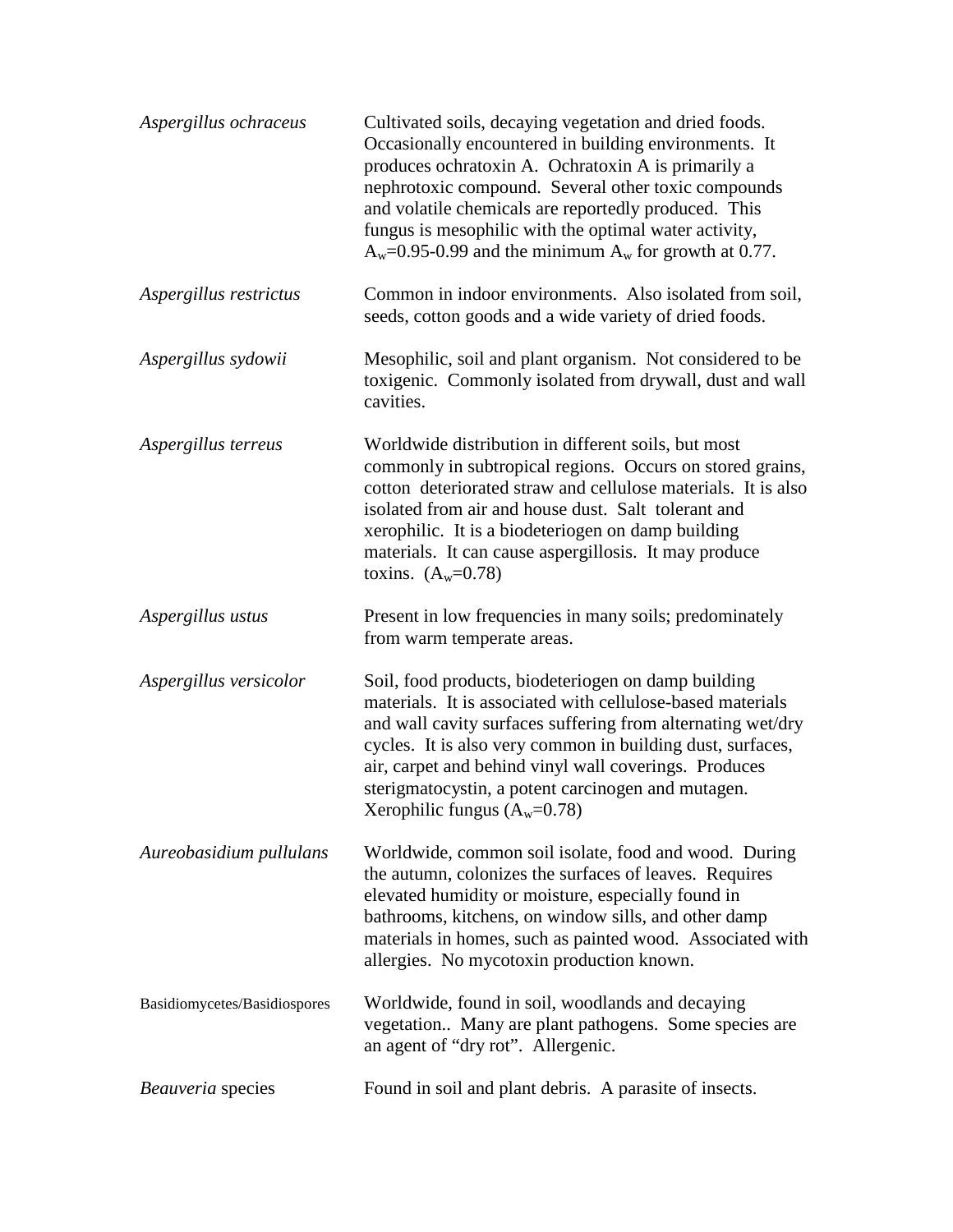| | |
|---|---|
| *Aspergillus ochraceus* | Cultivated soils, decaying vegetation and dried foods. Occasionally encountered in building environments. It produces ochratoxin A. Ochratoxin A is primarily a nephrotoxic compound. Several other toxic compounds and volatile chemicals are reportedly produced. This fungus is mesophilic with the optimal water activity, $A_w$=0.95-0.99 and the minimum $A_w$ for growth at 0.77. |
| *Aspergillus restrictus* | Common in indoor environments. Also isolated from soil, seeds, cotton goods and a wide variety of dried foods. |
| *Aspergillus sydowii* | Mesophilic, soil and plant organism. Not considered to be toxigenic. Commonly isolated from drywall, dust and wall cavities. |
| *Aspergillus terreus* | Worldwide distribution in different soils, but most commonly in subtropical regions. Occurs on stored grains, cotton deteriorated straw and cellulose materials. It is also isolated from air and house dust. Salt tolerant and xerophilic. It is a biodeteriogen on damp building materials. It can cause aspergillosis. It may produce toxins. ($A_w$=0.78) |
| *Aspergillus ustus* | Present in low frequencies in many soils; predominately from warm temperate areas. |
| *Aspergillus versicolor* | Soil, food products, biodeteriogen on damp building materials. It is associated with cellulose-based materials and wall cavity surfaces suffering from alternating wet/dry cycles. It is also very common in building dust, surfaces, air, carpet and behind vinyl wall coverings. Produces sterigmatocystin, a potent carcinogen and mutagen. Xerophilic fungus ($A_w$=0.78) |
| *Aureobasidium pullulans* | Worldwide, common soil isolate, food and wood. During the autumn, colonizes the surfaces of leaves. Requires elevated humidity or moisture, especially found in bathrooms, kitchens, on window sills, and other damp materials in homes, such as painted wood. Associated with allergies. No mycotoxin production known. |
| Basidiomycetes/Basidiospores | Worldwide, found in soil, woodlands and decaying vegetation.. Many are plant pathogens. Some species are an agent of "dry rot". Allergenic. |
| *Beauveria* species | Found in soil and plant debris. A parasite of insects. |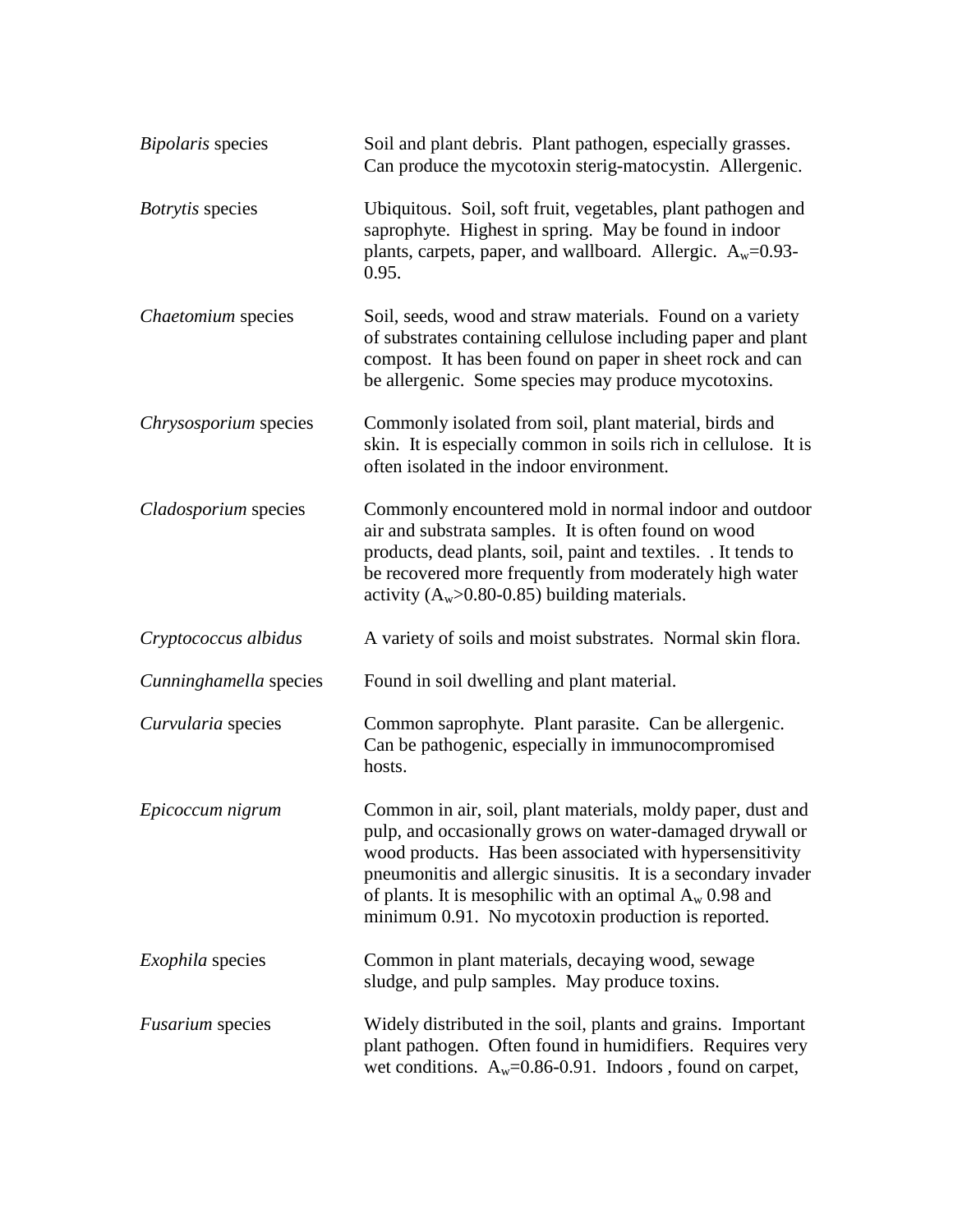| | |
|---|---|
| *Bipolaris* species | Soil and plant debris. Plant pathogen, especially grasses. Can produce the mycotoxin sterig-matocystin. Allergenic. |
| *Botrytis* species | Ubiquitous. Soil, soft fruit, vegetables, plant pathogen and saprophyte. Highest in spring. May be found in indoor plants, carpets, paper, and wallboard. Allergic. $A_w$=0.93-0.95. |
| *Chaetomium* species | Soil, seeds, wood and straw materials. Found on a variety of substrates containing cellulose including paper and plant compost. It has been found on paper in sheet rock and can be allergenic. Some species may produce mycotoxins. |
| *Chrysosporium* species | Commonly isolated from soil, plant material, birds and skin. It is especially common in soils rich in cellulose. It is often isolated in the indoor environment. |
| *Cladosporium* species | Commonly encountered mold in normal indoor and outdoor air and substrata samples. It is often found on wood products, dead plants, soil, paint and textiles. . It tends to be recovered more frequently from moderately high water activity ($A_w$>0.80-0.85) building materials. |
| *Cryptococcus albidus* | A variety of soils and moist substrates. Normal skin flora. |
| *Cunninghamella* species | Found in soil dwelling and plant material. |
| *Curvularia* species | Common saprophyte. Plant parasite. Can be allergenic. Can be pathogenic, especially in immunocompromised hosts. |
| *Epicoccum nigrum* | Common in air, soil, plant materials, moldy paper, dust and pulp, and occasionally grows on water-damaged drywall or wood products. Has been associated with hypersensitivity pneumonitis and allergic sinusitis. It is a secondary invader of plants. It is mesophilic with an optimal $A_w$ 0.98 and minimum 0.91. No mycotoxin production is reported. |
| *Exophila* species | Common in plant materials, decaying wood, sewage sludge, and pulp samples. May produce toxins. |
| *Fusarium* species | Widely distributed in the soil, plants and grains. Important plant pathogen. Often found in humidifiers. Requires very wet conditions. $A_w$=0.86-0.91. Indoors , found on carpet, |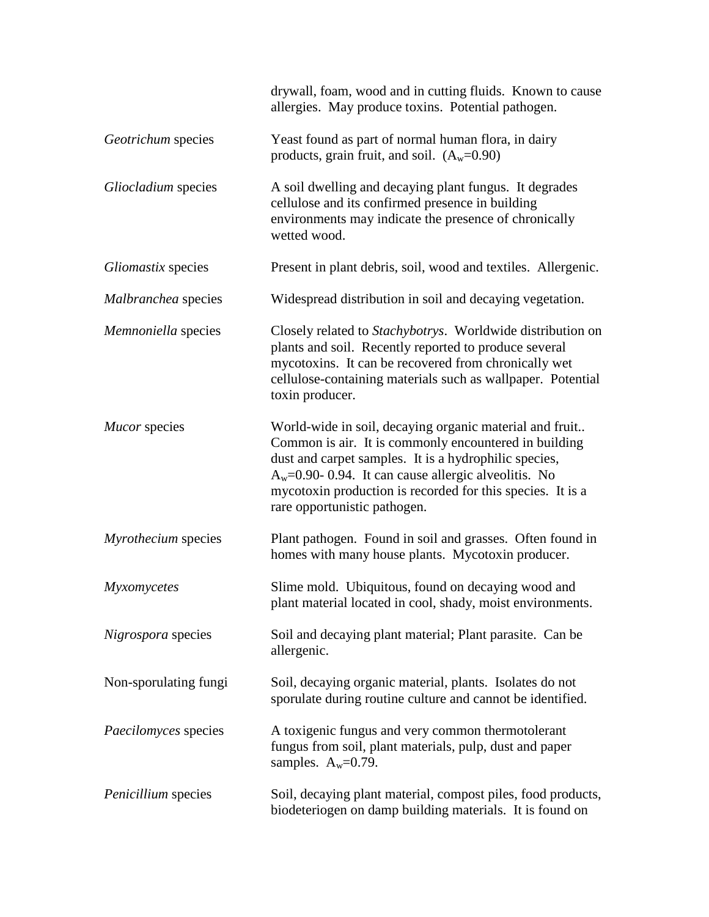| | |
|---|---|
| | drywall, foam, wood and in cutting fluids. Known to cause allergies. May produce toxins. Potential pathogen. |
| *Geotrichum* species | Yeast found as part of normal human flora, in dairy products, grain fruit, and soil. ($A_w$=0.90) |
| *Gliocladium* species | A soil dwelling and decaying plant fungus. It degrades cellulose and its confirmed presence in building environments may indicate the presence of chronically wetted wood. |
| *Gliomastix* species | Present in plant debris, soil, wood and textiles. Allergenic. |
| *Malbranchea* species | Widespread distribution in soil and decaying vegetation. |
| *Memnoniella* species | Closely related to *Stachybotrys*. Worldwide distribution on plants and soil. Recently reported to produce several mycotoxins. It can be recovered from chronically wet cellulose-containing materials such as wallpaper. Potential toxin producer. |
| *Mucor* species | World-wide in soil, decaying organic material and fruit.. Common is air. It is commonly encountered in building dust and carpet samples. It is a hydrophilic species, $A_w$=0.90- 0.94. It can cause allergic alveolitis. No mycotoxin production is recorded for this species. It is a rare opportunistic pathogen. |
| *Myrothecium* species | Plant pathogen. Found in soil and grasses. Often found in homes with many house plants. Mycotoxin producer. |
| *Myxomycetes* | Slime mold. Ubiquitous, found on decaying wood and plant material located in cool, shady, moist environments. |
| *Nigrospora* species | Soil and decaying plant material; Plant parasite. Can be allergenic. |
| Non-sporulating fungi | Soil, decaying organic material, plants. Isolates do not sporulate during routine culture and cannot be identified. |
| *Paecilomyces* species | A toxigenic fungus and very common thermotolerant fungus from soil, plant materials, pulp, dust and paper samples. $A_w$=0.79. |
| *Penicillium* species | Soil, decaying plant material, compost piles, food products, biodeteriogen on damp building materials. It is found on |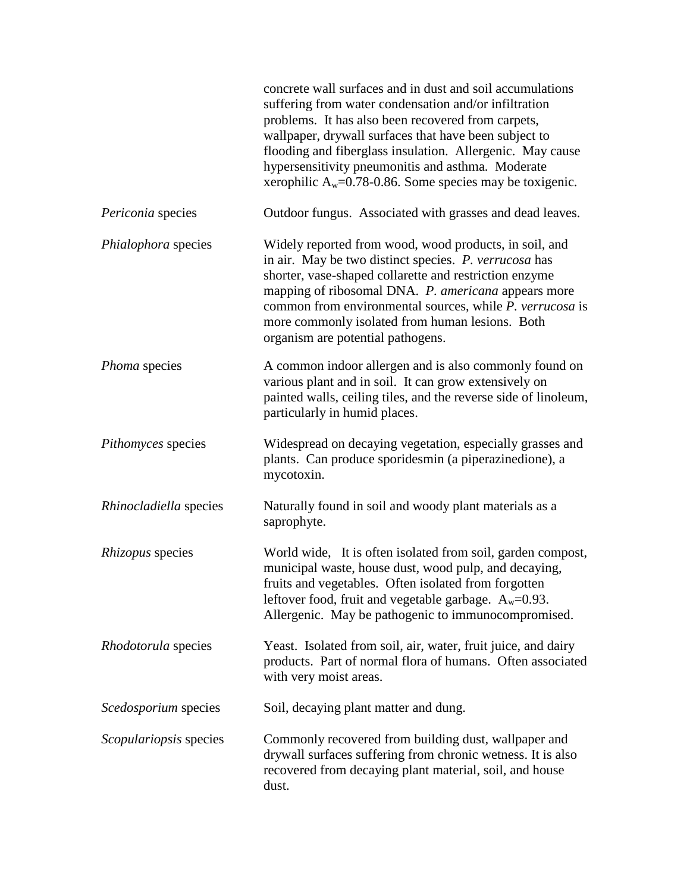|  |  |
|---|---|
|  | concrete wall surfaces and in dust and soil accumulations suffering from water condensation and/or infiltration problems. It has also been recovered from carpets, wallpaper, drywall surfaces that have been subject to flooding and fiberglass insulation. Allergenic. May cause hypersensitivity pneumonitis and asthma. Moderate xerophilic $A_w$=0.78-0.86. Some species may be toxigenic. |
| *Periconia* species | Outdoor fungus. Associated with grasses and dead leaves. |
| *Phialophora* species | Widely reported from wood, wood products, in soil, and in air. May be two distinct species. *P. verrucosa* has shorter, vase-shaped collarette and restriction enzyme mapping of ribosomal DNA. *P. americana* appears more common from environmental sources, while *P. verrucosa* is more commonly isolated from human lesions. Both organism are potential pathogens. |
| *Phoma* species | A common indoor allergen and is also commonly found on various plant and in soil. It can grow extensively on painted walls, ceiling tiles, and the reverse side of linoleum, particularly in humid places. |
| *Pithomyces* species | Widespread on decaying vegetation, especially grasses and plants. Can produce sporidesmin (a piperazinedione), a mycotoxin. |
| *Rhinocladiella* species | Naturally found in soil and woody plant materials as a saprophyte. |
| *Rhizopus* species | World wide, It is often isolated from soil, garden compost, municipal waste, house dust, wood pulp, and decaying, fruits and vegetables. Often isolated from forgotten leftover food, fruit and vegetable garbage. $A_w$=0.93. Allergenic. May be pathogenic to immunocompromised. |
| *Rhodotorula* species | Yeast. Isolated from soil, air, water, fruit juice, and dairy products. Part of normal flora of humans. Often associated with very moist areas. |
| *Scedosporium* species | Soil, decaying plant matter and dung. |
| *Scopulariopsis* species | Commonly recovered from building dust, wallpaper and drywall surfaces suffering from chronic wetness. It is also recovered from decaying plant material, soil, and house dust. |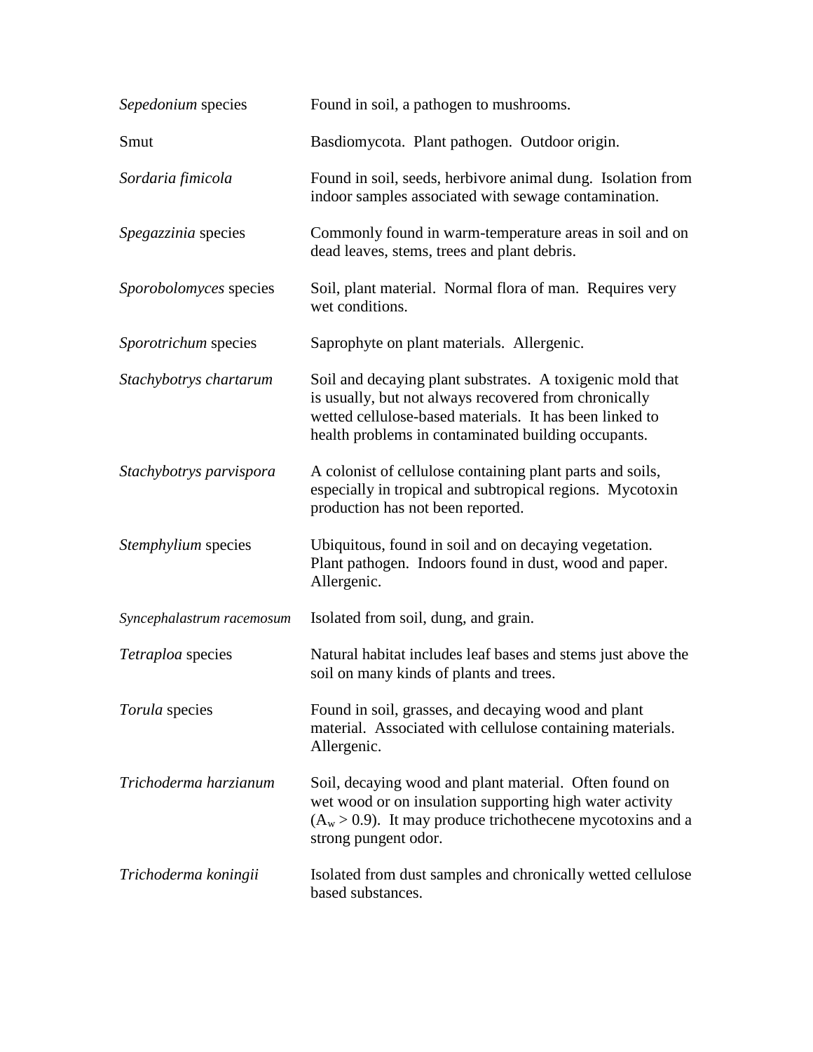| | |
|---|---|
| *Sepedonium* species | Found in soil, a pathogen to mushrooms. |
| Smut | Basdiomycota. Plant pathogen. Outdoor origin. |
| *Sordaria fimicola* | Found in soil, seeds, herbivore animal dung. Isolation from indoor samples associated with sewage contamination. |
| *Spegazzinia* species | Commonly found in warm-temperature areas in soil and on dead leaves, stems, trees and plant debris. |
| *Sporobolomyces* species | Soil, plant material. Normal flora of man. Requires very wet conditions. |
| *Sporotrichum* species | Saprophyte on plant materials. Allergenic. |
| *Stachybotrys chartarum* | Soil and decaying plant substrates. A toxigenic mold that is usually, but not always recovered from chronically wetted cellulose-based materials. It has been linked to health problems in contaminated building occupants. |
| *Stachybotrys parvispora* | A colonist of cellulose containing plant parts and soils, especially in tropical and subtropical regions. Mycotoxin production has not been reported. |
| *Stemphylium* species | Ubiquitous, found in soil and on decaying vegetation. Plant pathogen. Indoors found in dust, wood and paper. Allergenic. |
| *Syncephalastrum racemosum* | Isolated from soil, dung, and grain. |
| *Tetraploa* species | Natural habitat includes leaf bases and stems just above the soil on many kinds of plants and trees. |
| *Torula* species | Found in soil, grasses, and decaying wood and plant material. Associated with cellulose containing materials. Allergenic. |
| *Trichoderma harzianum* | Soil, decaying wood and plant material. Often found on wet wood or on insulation supporting high water activity ($A_w > 0.9$). It may produce trichothecene mycotoxins and a strong pungent odor. |
| *Trichoderma koningii* | Isolated from dust samples and chronically wetted cellulose based substances. |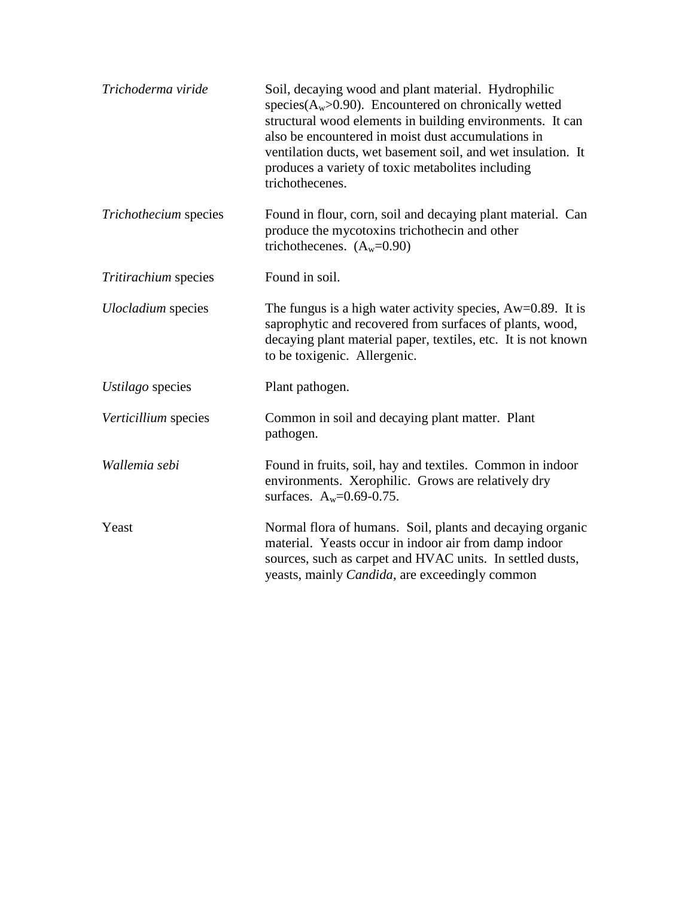| | |
|---|---|
| *Trichoderma viride* | Soil, decaying wood and plant material. Hydrophilic species($A_w$>0.90). Encountered on chronically wetted structural wood elements in building environments. It can also be encountered in moist dust accumulations in ventilation ducts, wet basement soil, and wet insulation. It produces a variety of toxic metabolites including trichothecenes. |
| *Trichothecium* species | Found in flour, corn, soil and decaying plant material. Can produce the mycotoxins trichothecin and other trichothecenes. ($A_w$=0.90) |
| *Tritirachium* species | Found in soil. |
| *Ulocladium* species | The fungus is a high water activity species, Aw=0.89. It is saprophytic and recovered from surfaces of plants, wood, decaying plant material paper, textiles, etc. It is not known to be toxigenic. Allergenic. |
| *Ustilago* species | Plant pathogen. |
| *Verticillium* species | Common in soil and decaying plant matter. Plant pathogen. |
| *Wallemia sebi* | Found in fruits, soil, hay and textiles. Common in indoor environments. Xerophilic. Grows are relatively dry surfaces. $A_w$=0.69-0.75. |
| Yeast | Normal flora of humans. Soil, plants and decaying organic material. Yeasts occur in indoor air from damp indoor sources, such as carpet and HVAC units. In settled dusts, yeasts, mainly *Candida*, are exceedingly common |